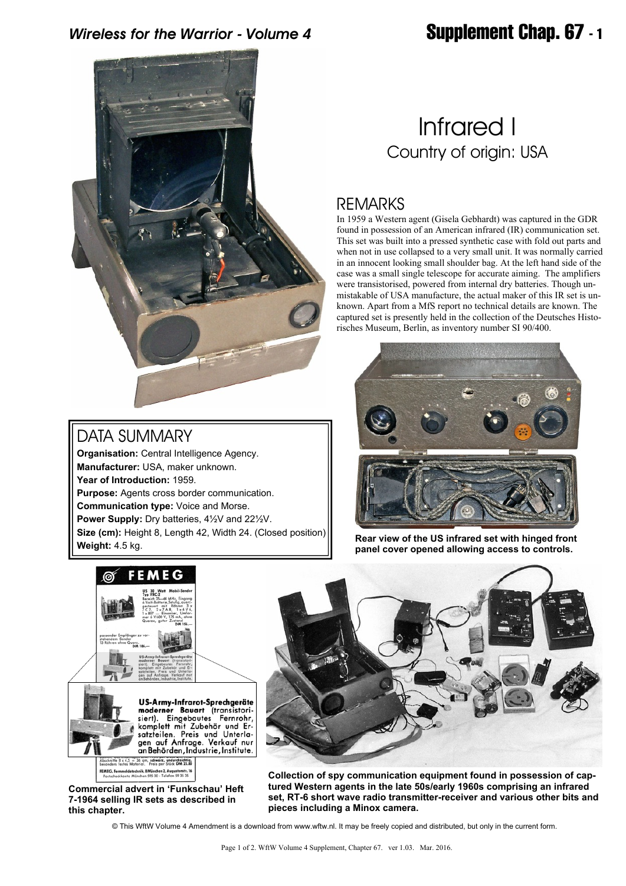# Infrared I

Country of origin: USA

## REMARKS

In 1959 a Western agent (Gisela Gebhardt) was captured in the GDR found in possession of an American infrared (IR) communication set. This set was built into a pressed synthetic case with fold out parts and when not in use collapsed to a very small unit. It was normally carried in an innocent looking small shoulder bag. At the left hand side of the case was a small single telescope for accurate aiming. The amplifiers were transistorised, powered from internal dry batteries. Though unmistakable of USA manufacture, the actual maker of this IR set is unknown. Apart from a MfS report no technical details are known. The captured set is presently held in the collection of the Deutsches Historisches Museum, Berlin, as inventory number SI 90/400.

**Rear view of the US infrared set with hinged front panel cover opened allowing access to controls.**

## DATA SUMMARY

**Organisation:** Central Intelligence Agency.
**Manufacturer:** USA, maker unknown.
**Year of Introduction:** 1959.
**Purpose:** Agents cross border communication.
**Communication type:** Voice and Morse.
**Power Supply:** Dry batteries, 4½V and 22½V.
**Size (cm):** Height 8, Length 42, Width 24. (Closed position)
**Weight:** 4.5 kg.

**Commercial advert in 'Funkschau' Heft 7-1964 selling IR sets as described in this chapter.**

**Collection of spy communication equipment found in possession of captured Western agents in the late 50s/early 1960s comprising an infrared set, RT-6 short wave radio transmitter-receiver and various other bits and pieces including a Minox camera.**

© This WftW Volume 4 Amendment is a download from www.wftw.nl. It may be freely copied and distributed, but only in the current form.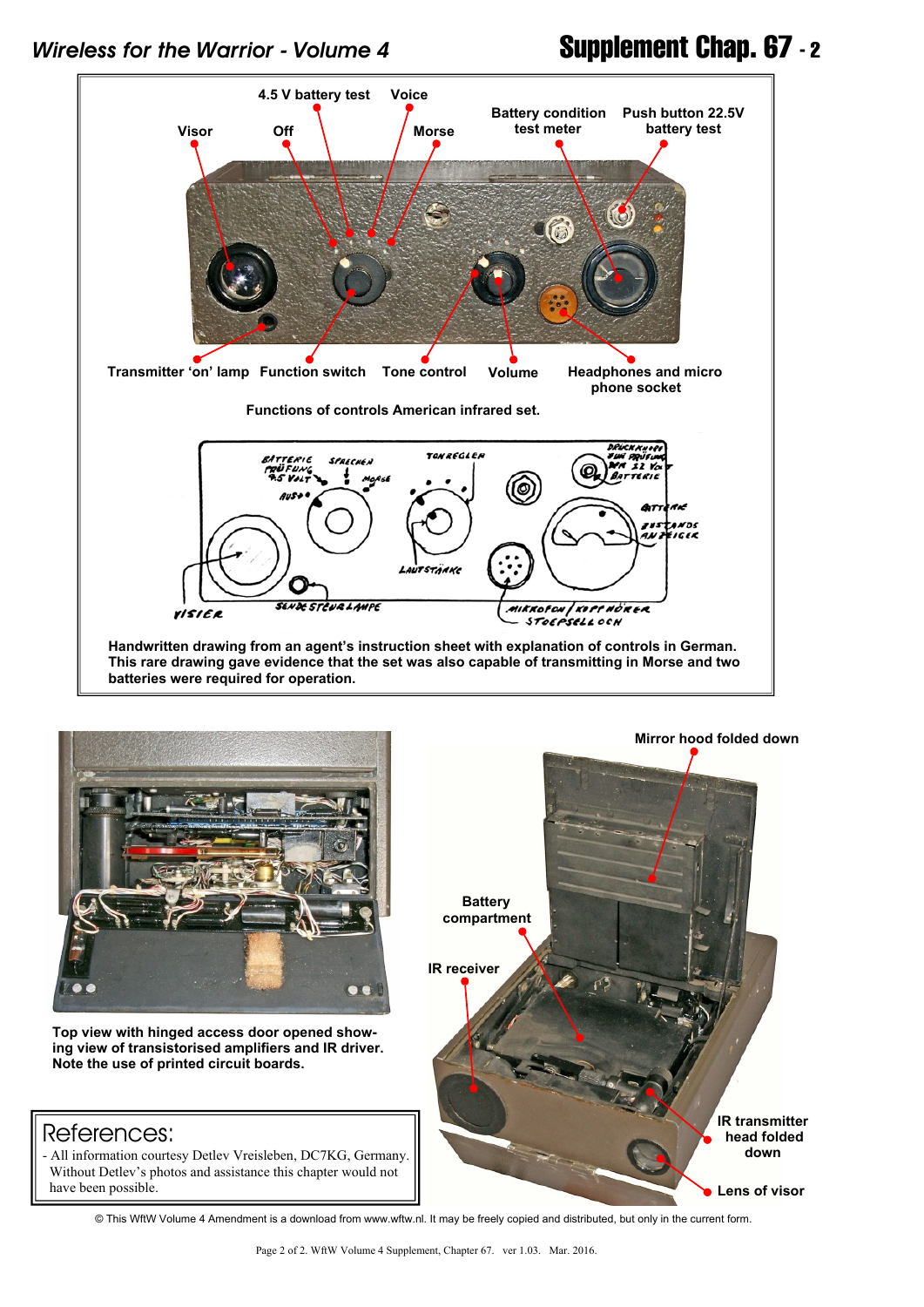Transmitter ‘on’ lamp Function switch Tone control Volume Headphones and micro phone socket

Functions of controls American infrared set.

Handwritten drawing from an agent’s instruction sheet with explanation of controls in German. This rare drawing gave evidence that the set was also capable of transmitting in Morse and two batteries were required for operation.

Top view with hinged access door opened showing view of transistorised amplifiers and IR driver. Note the use of printed circuit boards.

## References:

- All information courtesy Detlev Vreisleben, DC7KG, Germany. Without Detlev’s photos and assistance this chapter would not have been possible.

© This WftW Volume 4 Amendment is a download from www.wftw.nl. It may be freely copied and distributed, but only in the current form.